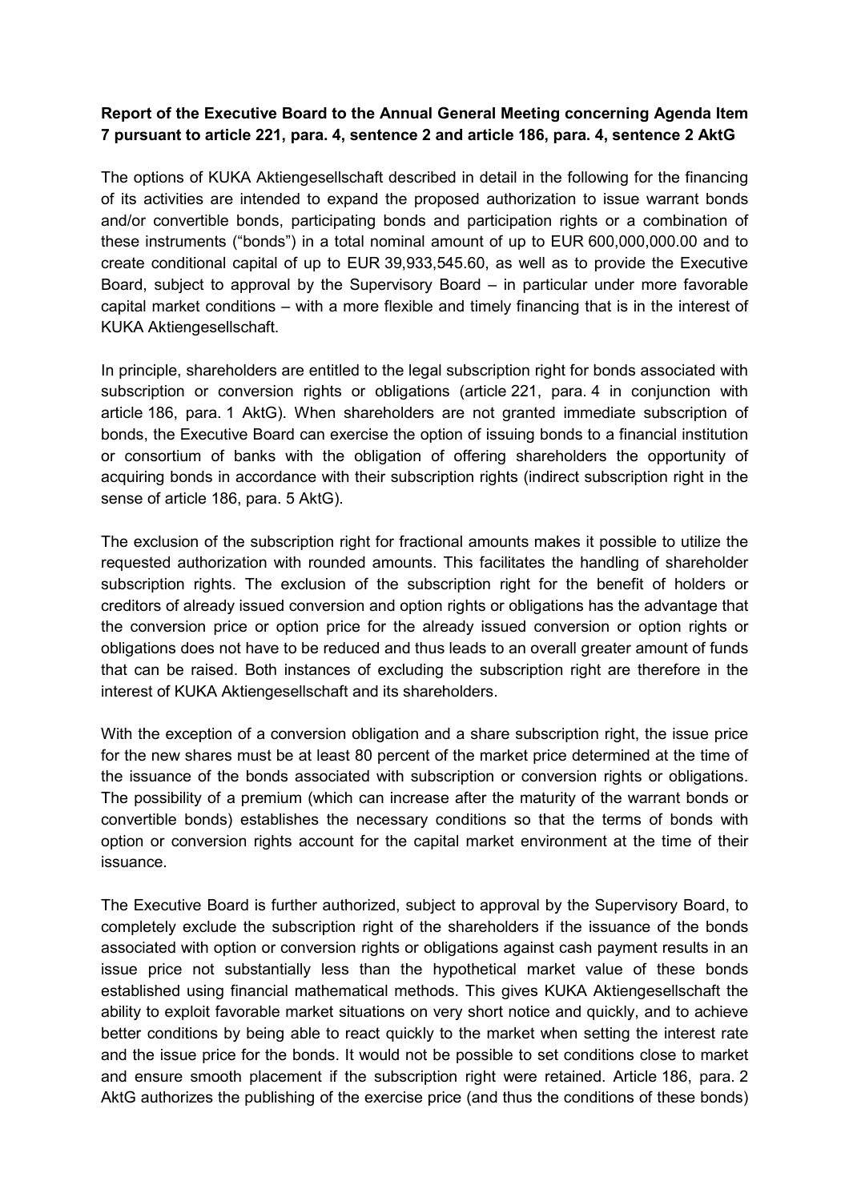**Report of the Executive Board to the Annual General Meeting concerning Agenda Item 7 pursuant to article 221, para. 4, sentence 2 and article 186, para. 4, sentence 2 AktG**

The options of KUKA Aktiengesellschaft described in detail in the following for the financing of its activities are intended to expand the proposed authorization to issue warrant bonds and/or convertible bonds, participating bonds and participation rights or a combination of these instruments ("bonds") in a total nominal amount of up to EUR 600,000,000.00 and to create conditional capital of up to EUR 39,933,545.60, as well as to provide the Executive Board, subject to approval by the Supervisory Board – in particular under more favorable capital market conditions – with a more flexible and timely financing that is in the interest of KUKA Aktiengesellschaft.

In principle, shareholders are entitled to the legal subscription right for bonds associated with subscription or conversion rights or obligations (article 221, para. 4 in conjunction with article 186, para. 1 AktG). When shareholders are not granted immediate subscription of bonds, the Executive Board can exercise the option of issuing bonds to a financial institution or consortium of banks with the obligation of offering shareholders the opportunity of acquiring bonds in accordance with their subscription rights (indirect subscription right in the sense of article 186, para. 5 AktG).

The exclusion of the subscription right for fractional amounts makes it possible to utilize the requested authorization with rounded amounts. This facilitates the handling of shareholder subscription rights. The exclusion of the subscription right for the benefit of holders or creditors of already issued conversion and option rights or obligations has the advantage that the conversion price or option price for the already issued conversion or option rights or obligations does not have to be reduced and thus leads to an overall greater amount of funds that can be raised. Both instances of excluding the subscription right are therefore in the interest of KUKA Aktiengesellschaft and its shareholders.

With the exception of a conversion obligation and a share subscription right, the issue price for the new shares must be at least 80 percent of the market price determined at the time of the issuance of the bonds associated with subscription or conversion rights or obligations. The possibility of a premium (which can increase after the maturity of the warrant bonds or convertible bonds) establishes the necessary conditions so that the terms of bonds with option or conversion rights account for the capital market environment at the time of their issuance.

The Executive Board is further authorized, subject to approval by the Supervisory Board, to completely exclude the subscription right of the shareholders if the issuance of the bonds associated with option or conversion rights or obligations against cash payment results in an issue price not substantially less than the hypothetical market value of these bonds established using financial mathematical methods. This gives KUKA Aktiengesellschaft the ability to exploit favorable market situations on very short notice and quickly, and to achieve better conditions by being able to react quickly to the market when setting the interest rate and the issue price for the bonds. It would not be possible to set conditions close to market and ensure smooth placement if the subscription right were retained. Article 186, para. 2 AktG authorizes the publishing of the exercise price (and thus the conditions of these bonds)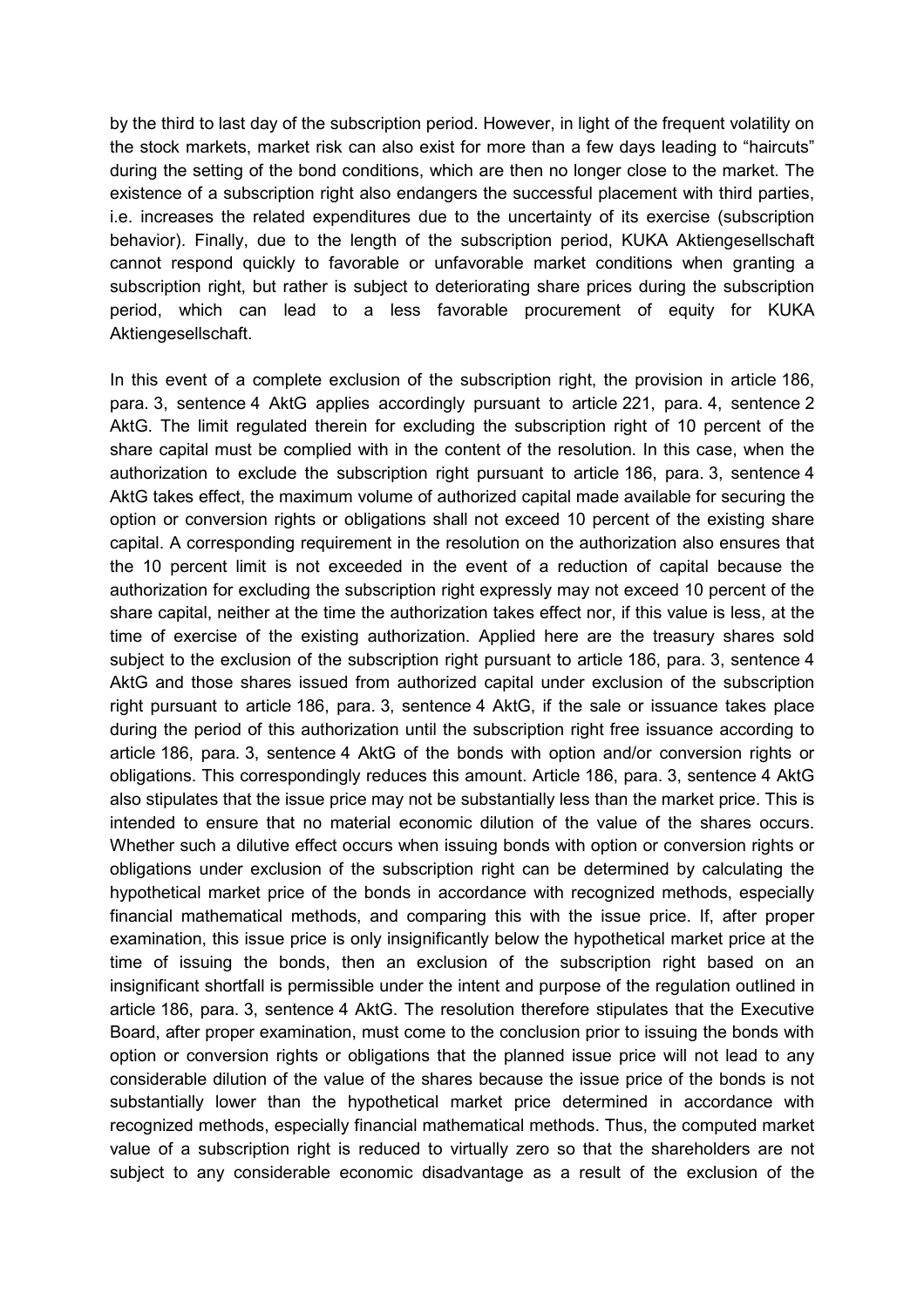by the third to last day of the subscription period. However, in light of the frequent volatility on the stock markets, market risk can also exist for more than a few days leading to "haircuts" during the setting of the bond conditions, which are then no longer close to the market. The existence of a subscription right also endangers the successful placement with third parties, i.e. increases the related expenditures due to the uncertainty of its exercise (subscription behavior). Finally, due to the length of the subscription period, KUKA Aktiengesellschaft cannot respond quickly to favorable or unfavorable market conditions when granting a subscription right, but rather is subject to deteriorating share prices during the subscription period, which can lead to a less favorable procurement of equity for KUKA Aktiengesellschaft.

In this event of a complete exclusion of the subscription right, the provision in article 186, para. 3, sentence 4 AktG applies accordingly pursuant to article 221, para. 4, sentence 2 AktG. The limit regulated therein for excluding the subscription right of 10 percent of the share capital must be complied with in the content of the resolution. In this case, when the authorization to exclude the subscription right pursuant to article 186, para. 3, sentence 4 AktG takes effect, the maximum volume of authorized capital made available for securing the option or conversion rights or obligations shall not exceed 10 percent of the existing share capital. A corresponding requirement in the resolution on the authorization also ensures that the 10 percent limit is not exceeded in the event of a reduction of capital because the authorization for excluding the subscription right expressly may not exceed 10 percent of the share capital, neither at the time the authorization takes effect nor, if this value is less, at the time of exercise of the existing authorization. Applied here are the treasury shares sold subject to the exclusion of the subscription right pursuant to article 186, para. 3, sentence 4 AktG and those shares issued from authorized capital under exclusion of the subscription right pursuant to article 186, para. 3, sentence 4 AktG, if the sale or issuance takes place during the period of this authorization until the subscription right free issuance according to article 186, para. 3, sentence 4 AktG of the bonds with option and/or conversion rights or obligations. This correspondingly reduces this amount. Article 186, para. 3, sentence 4 AktG also stipulates that the issue price may not be substantially less than the market price. This is intended to ensure that no material economic dilution of the value of the shares occurs. Whether such a dilutive effect occurs when issuing bonds with option or conversion rights or obligations under exclusion of the subscription right can be determined by calculating the hypothetical market price of the bonds in accordance with recognized methods, especially financial mathematical methods, and comparing this with the issue price. If, after proper examination, this issue price is only insignificantly below the hypothetical market price at the time of issuing the bonds, then an exclusion of the subscription right based on an insignificant shortfall is permissible under the intent and purpose of the regulation outlined in article 186, para. 3, sentence 4 AktG. The resolution therefore stipulates that the Executive Board, after proper examination, must come to the conclusion prior to issuing the bonds with option or conversion rights or obligations that the planned issue price will not lead to any considerable dilution of the value of the shares because the issue price of the bonds is not substantially lower than the hypothetical market price determined in accordance with recognized methods, especially financial mathematical methods. Thus, the computed market value of a subscription right is reduced to virtually zero so that the shareholders are not subject to any considerable economic disadvantage as a result of the exclusion of the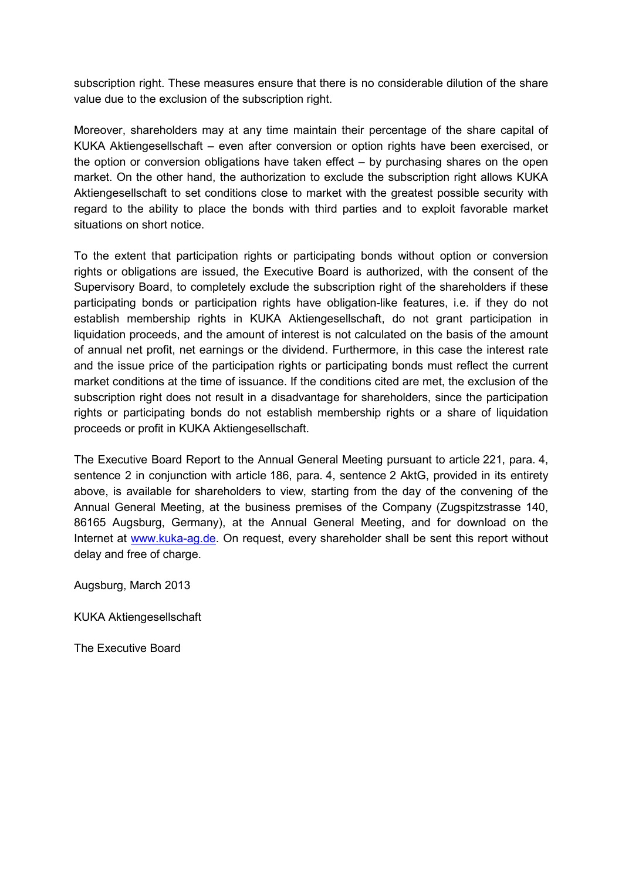subscription right. These measures ensure that there is no considerable dilution of the share value due to the exclusion of the subscription right.

Moreover, shareholders may at any time maintain their percentage of the share capital of KUKA Aktiengesellschaft – even after conversion or option rights have been exercised, or the option or conversion obligations have taken effect – by purchasing shares on the open market. On the other hand, the authorization to exclude the subscription right allows KUKA Aktiengesellschaft to set conditions close to market with the greatest possible security with regard to the ability to place the bonds with third parties and to exploit favorable market situations on short notice.

To the extent that participation rights or participating bonds without option or conversion rights or obligations are issued, the Executive Board is authorized, with the consent of the Supervisory Board, to completely exclude the subscription right of the shareholders if these participating bonds or participation rights have obligation-like features, i.e. if they do not establish membership rights in KUKA Aktiengesellschaft, do not grant participation in liquidation proceeds, and the amount of interest is not calculated on the basis of the amount of annual net profit, net earnings or the dividend. Furthermore, in this case the interest rate and the issue price of the participation rights or participating bonds must reflect the current market conditions at the time of issuance. If the conditions cited are met, the exclusion of the subscription right does not result in a disadvantage for shareholders, since the participation rights or participating bonds do not establish membership rights or a share of liquidation proceeds or profit in KUKA Aktiengesellschaft.

The Executive Board Report to the Annual General Meeting pursuant to article 221, para. 4, sentence 2 in conjunction with article 186, para. 4, sentence 2 AktG, provided in its entirety above, is available for shareholders to view, starting from the day of the convening of the Annual General Meeting, at the business premises of the Company (Zugspitzstrasse 140, 86165 Augsburg, Germany), at the Annual General Meeting, and for download on the Internet at www.kuka-ag.de. On request, every shareholder shall be sent this report without delay and free of charge.

Augsburg, March 2013

KUKA Aktiengesellschaft

The Executive Board